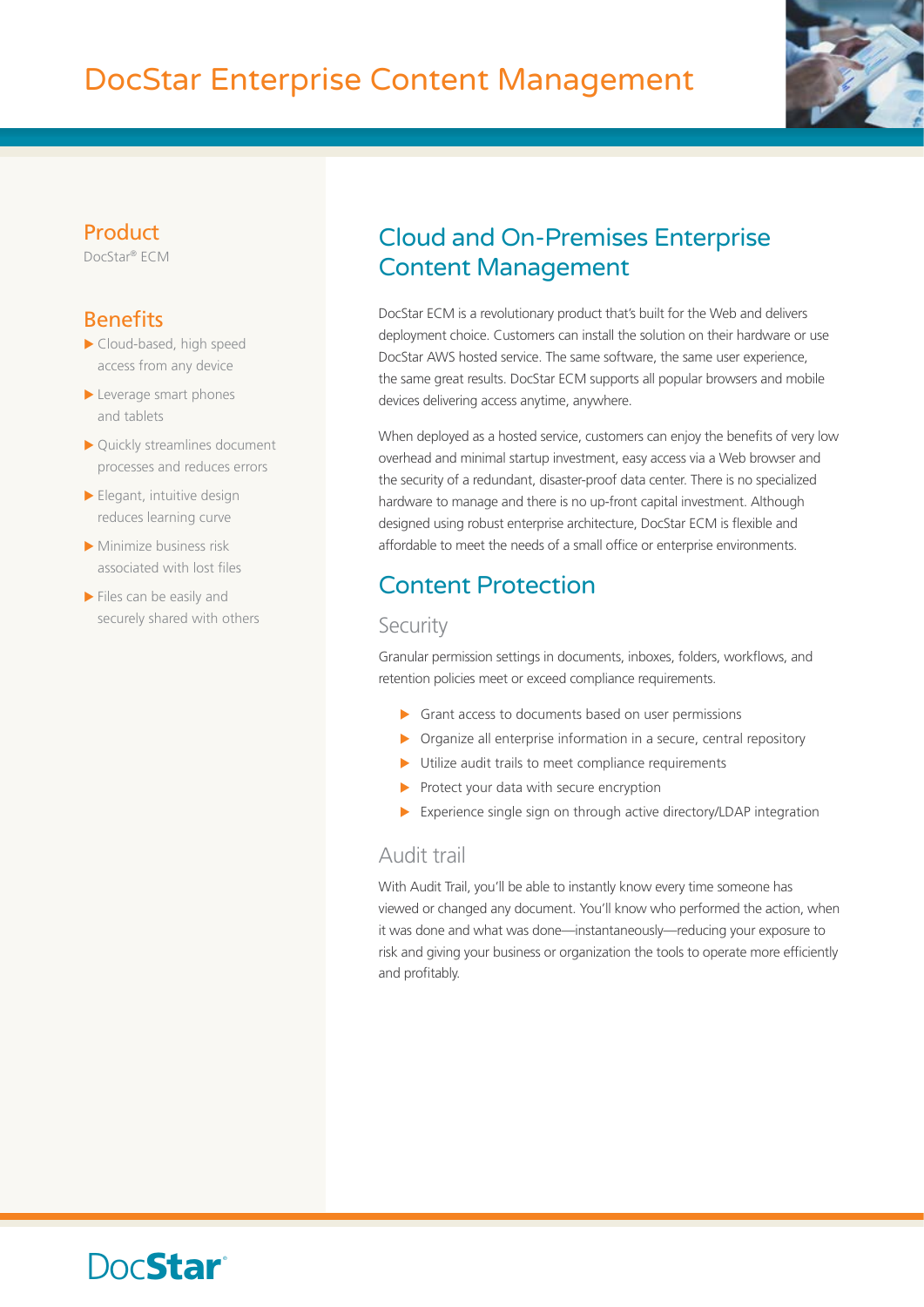# DocStar Enterprise Content Management

## Product

DocStar® ECM

## Benefits

- Cloud-based, high speed access from any device
- Leverage smart phones and tablets
- Quickly streamlines document processes and reduces errors
- Elegant, intuitive design reduces learning curve
- Minimize business risk associated with lost files
- Files can be easily and securely shared with others

## Cloud and On-Premises Enterprise Content Management

DocStar ECM is a revolutionary product that's built for the Web and delivers deployment choice. Customers can install the solution on their hardware or use DocStar AWS hosted service. The same software, the same user experience, the same great results. DocStar ECM supports all popular browsers and mobile devices delivering access anytime, anywhere.

When deployed as a hosted service, customers can enjoy the benefits of very low overhead and minimal startup investment, easy access via a Web browser and the security of a redundant, disaster-proof data center. There is no specialized hardware to manage and there is no up-front capital investment. Although designed using robust enterprise architecture, DocStar ECM is flexible and affordable to meet the needs of a small office or enterprise environments.

## Content Protection

### Security

Granular permission settings in documents, inboxes, folders, workflows, and retention policies meet or exceed compliance requirements.

- Grant access to documents based on user permissions
- Organize all enterprise information in a secure, central repository
- Utilize audit trails to meet compliance requirements
- Protect your data with secure encryption
- Experience single sign on through active directory/LDAP integration

### Audit trail

With Audit Trail, you'll be able to instantly know every time someone has viewed or changed any document. You'll know who performed the action, when it was done and what was done—instantaneously—reducing your exposure to risk and giving your business or organization the tools to operate more efficiently and profitably.

DocStar®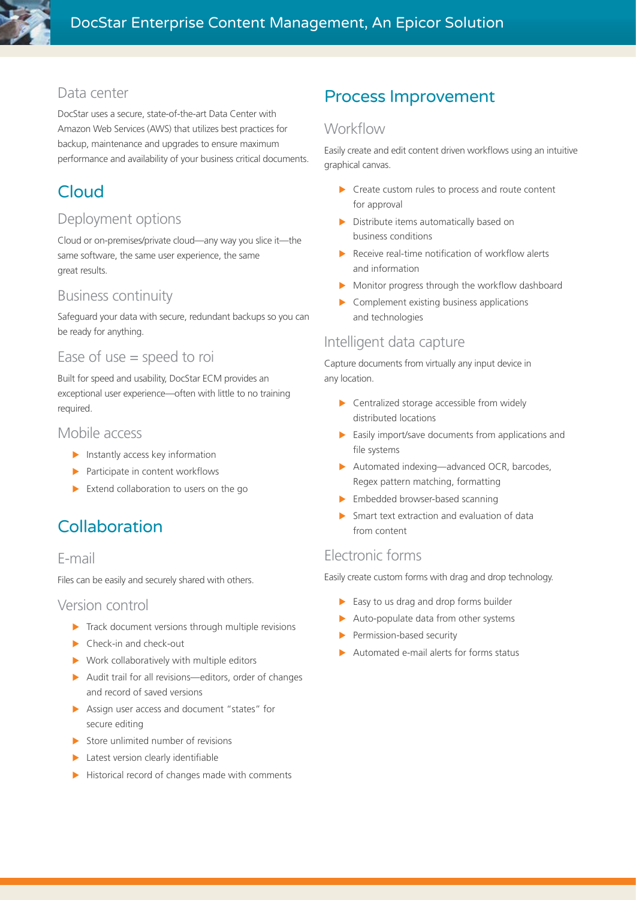### Data center

DocStar uses a secure, state-of-the-art Data Center with Amazon Web Services (AWS) that utilizes best practices for backup, maintenance and upgrades to ensure maximum performance and availability of your business critical documents.

## Cloud

### Deployment options

Cloud or on-premises/private cloud—any way you slice it—the same software, the same user experience, the same great results.

### Business continuity

Safeguard your data with secure, redundant backups so you can be ready for anything.

### Ease of use = speed to roi

Built for speed and usability, DocStar ECM provides an exceptional user experience—often with little to no training required.

### Mobile access

- Instantly access key information
- Participate in content workflows
- Extend collaboration to users on the go

## Collaboration

### E-mail

Files can be easily and securely shared with others.

### Version control

- Track document versions through multiple revisions
- Check-in and check-out
- Work collaboratively with multiple editors
- Audit trail for all revisions—editors, order of changes and record of saved versions
- Assign user access and document "states" for secure editing
- Store unlimited number of revisions
- Latest version clearly identifiable
- Historical record of changes made with comments

## Process Improvement

### Workflow

Easily create and edit content driven workflows using an intuitive graphical canvas.

- Create custom rules to process and route content for approval
- Distribute items automatically based on business conditions
- Receive real-time notification of workflow alerts and information
- Monitor progress through the workflow dashboard
- Complement existing business applications and technologies

### Intelligent data capture

Capture documents from virtually any input device in any location.

- Centralized storage accessible from widely distributed locations
- Easily import/save documents from applications and file systems
- Automated indexing—advanced OCR, barcodes, Regex pattern matching, formatting
- Embedded browser-based scanning
- Smart text extraction and evaluation of data from content

### Electronic forms

Easily create custom forms with drag and drop technology.

- Easy to us drag and drop forms builder
- Auto-populate data from other systems
- Permission-based security
- Automated e-mail alerts for forms status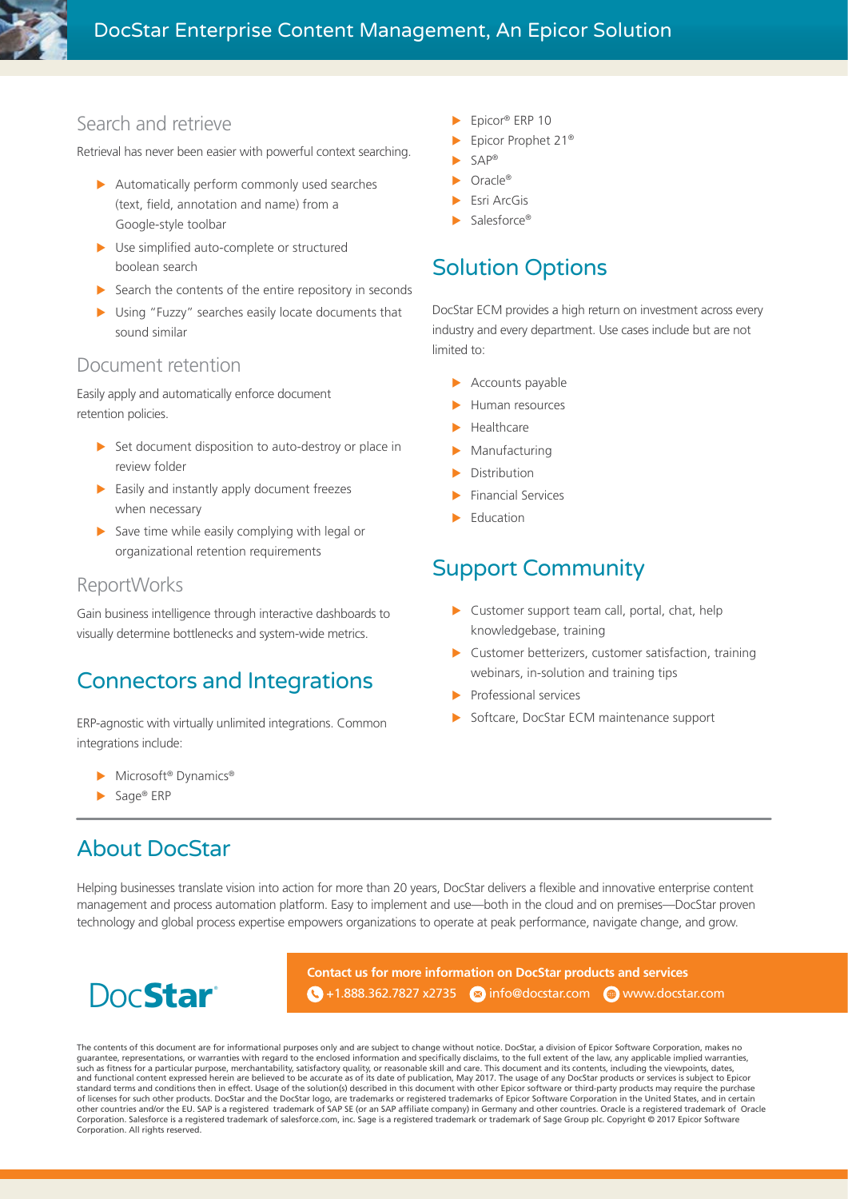### Search and retrieve

Retrieval has never been easier with powerful context searching.

- Automatically perform commonly used searches (text, field, annotation and name) from a Google-style toolbar
- Use simplified auto-complete or structured boolean search
- Search the contents of the entire repository in seconds
- Using "Fuzzy" searches easily locate documents that sound similar

### Document retention

Easily apply and automatically enforce document retention policies.

- Set document disposition to auto-destroy or place in review folder
- Easily and instantly apply document freezes when necessary
- Save time while easily complying with legal or organizational retention requirements

### ReportWorks

Gain business intelligence through interactive dashboards to visually determine bottlenecks and system-wide metrics.

## Connectors and Integrations

ERP-agnostic with virtually unlimited integrations. Common integrations include:

- Microsoft® Dynamics®
- Sage® ERP
- Epicor® ERP 10
- Epicor Prophet 21®
- SAP®
- Oracle®
- Esri ArcGis
- Salesforce®

## Solution Options

DocStar ECM provides a high return on investment across every industry and every department. Use cases include but are not limited to:

- Accounts payable
- Human resources
- Healthcare
- Manufacturing
- Distribution
- Financial Services
- Education

## Support Community

- Customer support team call, portal, chat, help knowledgebase, training
- Customer betterizers, customer satisfaction, training webinars, in-solution and training tips
- Professional services
- Softcare, DocStar ECM maintenance support

## About DocStar

Helping businesses translate vision into action for more than 20 years, DocStar delivers a flexible and innovative enterprise content management and process automation platform. Easy to implement and use—both in the cloud and on premises—DocStar proven technology and global process expertise empowers organizations to operate at peak performance, navigate change, and grow.

DocStar

**Contact us for more information on DocStar products and services**

+1.888.362.7827 x2735 info@docstar.com www.docstar.com

The contents of this document are for informational purposes only and are subject to change without notice. DocStar, a division of Epicor Software Corporation, makes no guarantee, representations, or warranties with regard to the enclosed information and specifically disclaims, to the full extent of the law, any applicable implied warranties, such as fitness for a particular purpose, merchantability, satisfactory quality, or reasonable skill and care. This document and its contents, including the viewpoints, dates, and functional content expressed herein are believed to be accurate as of its date of publication, May 2017. The usage of any DocStar products or services is subject to Epicor standard terms and conditions then in effect. Usage of the solution(s) described in this document with other Epicor software or third-party products may require the purchase of licenses for such other products. DocStar and the DocStar logo, are trademarks or registered trademarks of Epicor Software Corporation in the United States, and in certain other countries and/or the EU. SAP is a registered trademark of SAP SE (or an SAP affiliate company) in Germany and other countries. Oracle is a registered trademark of Oracle Corporation. Salesforce is a registered trademark of salesforce.com, inc. Sage is a registered trademark or trademark of Sage Group plc. Copyright © 2017 Epicor Software Corporation. All rights reserved.